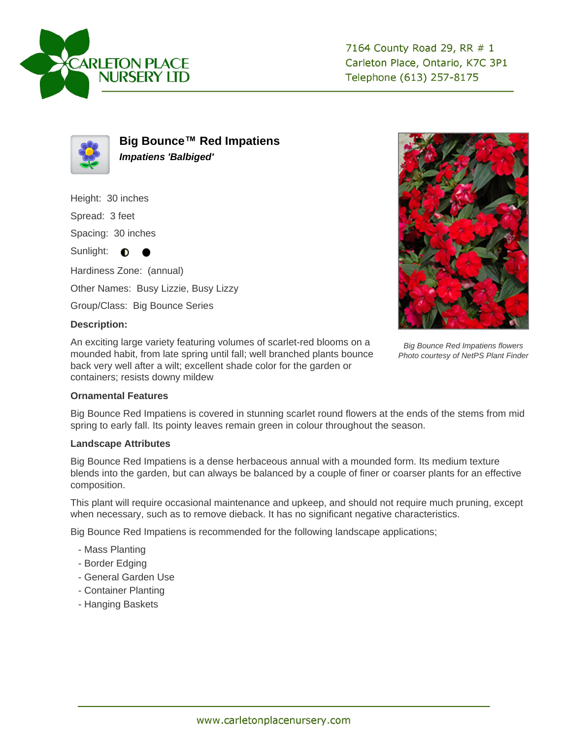# CARLETON PLACE NURSERY LTD

7164 County Road 29, RR # 1
Carleton Place, Ontario, K7C 3P1
Telephone (613) 257-8175

## Big Bounce™ Red Impatiens

***Impatiens 'Balbiged'***

Height: 30 inches

Spread: 3 feet

Spacing: 30 inches

Sunlight: ◐ ●

Hardiness Zone: (annual)

Other Names: Busy Lizzie, Busy Lizzy

Group/Class: Big Bounce Series

### Description:

An exciting large variety featuring volumes of scarlet-red blooms on a mounded habit, from late spring until fall; well branched plants bounce back very well after a wilt; excellent shade color for the garden or containers; resists downy mildew

*Big Bounce Red Impatiens flowers*
*Photo courtesy of NetPS Plant Finder*

### Ornamental Features

Big Bounce Red Impatiens is covered in stunning scarlet round flowers at the ends of the stems from mid spring to early fall. Its pointy leaves remain green in colour throughout the season.

### Landscape Attributes

Big Bounce Red Impatiens is a dense herbaceous annual with a mounded form. Its medium texture blends into the garden, but can always be balanced by a couple of finer or coarser plants for an effective composition.

This plant will require occasional maintenance and upkeep, and should not require much pruning, except when necessary, such as to remove dieback. It has no significant negative characteristics.

Big Bounce Red Impatiens is recommended for the following landscape applications;

- Mass Planting
- Border Edging
- General Garden Use
- Container Planting
- Hanging Baskets

www.carletonplacenursery.com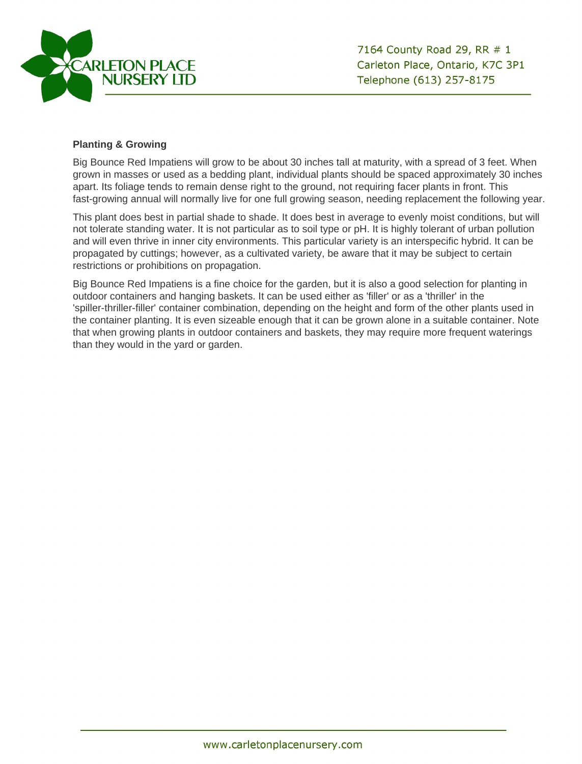### Planting & Growing

Big Bounce Red Impatiens will grow to be about 30 inches tall at maturity, with a spread of 3 feet. When grown in masses or used as a bedding plant, individual plants should be spaced approximately 30 inches apart. Its foliage tends to remain dense right to the ground, not requiring facer plants in front. This fast-growing annual will normally live for one full growing season, needing replacement the following year.

This plant does best in partial shade to shade. It does best in average to evenly moist conditions, but will not tolerate standing water. It is not particular as to soil type or pH. It is highly tolerant of urban pollution and will even thrive in inner city environments. This particular variety is an interspecific hybrid. It can be propagated by cuttings; however, as a cultivated variety, be aware that it may be subject to certain restrictions or prohibitions on propagation.

Big Bounce Red Impatiens is a fine choice for the garden, but it is also a good selection for planting in outdoor containers and hanging baskets. It can be used either as 'filler' or as a 'thriller' in the 'spiller-thriller-filler' container combination, depending on the height and form of the other plants used in the container planting. It is even sizeable enough that it can be grown alone in a suitable container. Note that when growing plants in outdoor containers and baskets, they may require more frequent waterings than they would in the yard or garden.